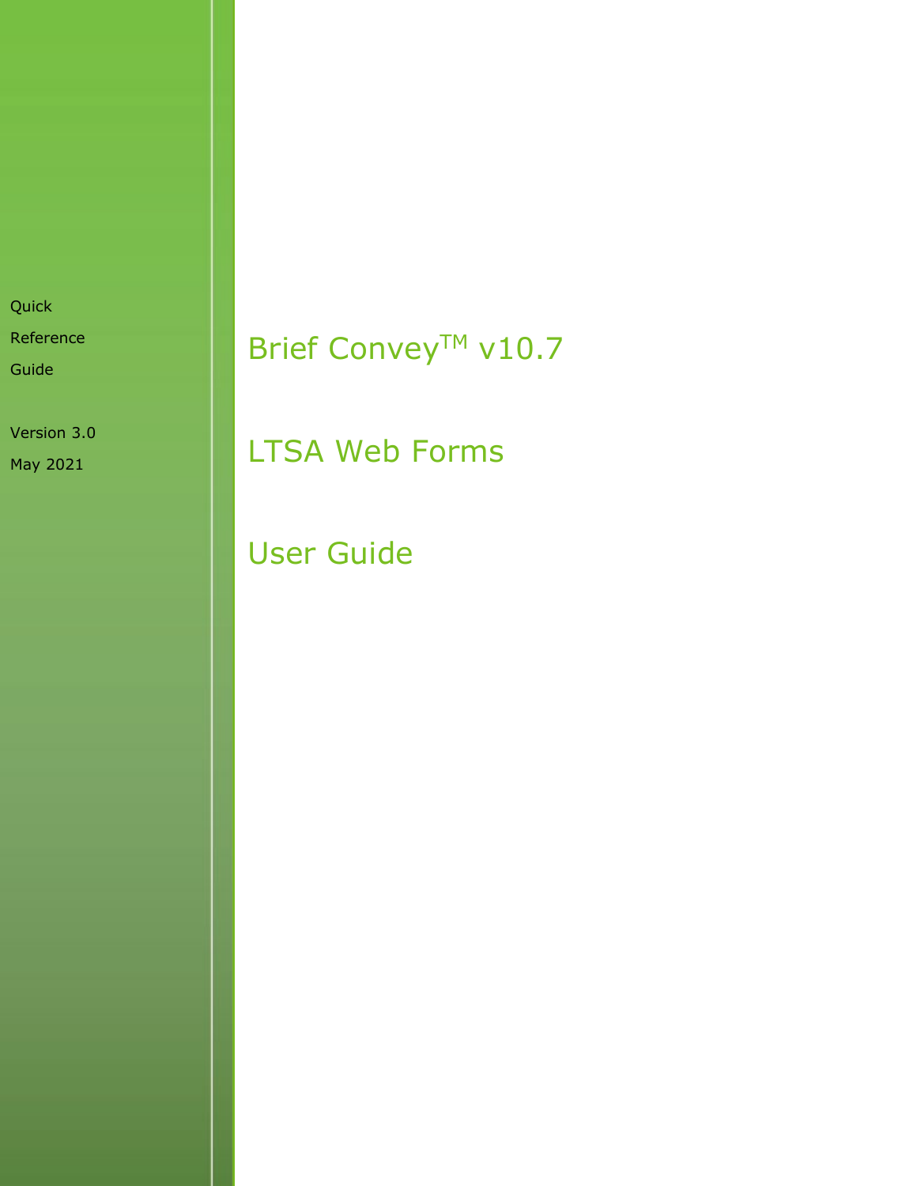Quick

Reference

Guide

Version 3.0

May 2021

# Brief Convey™ v10.7

# LTSA Web Forms

# User Guide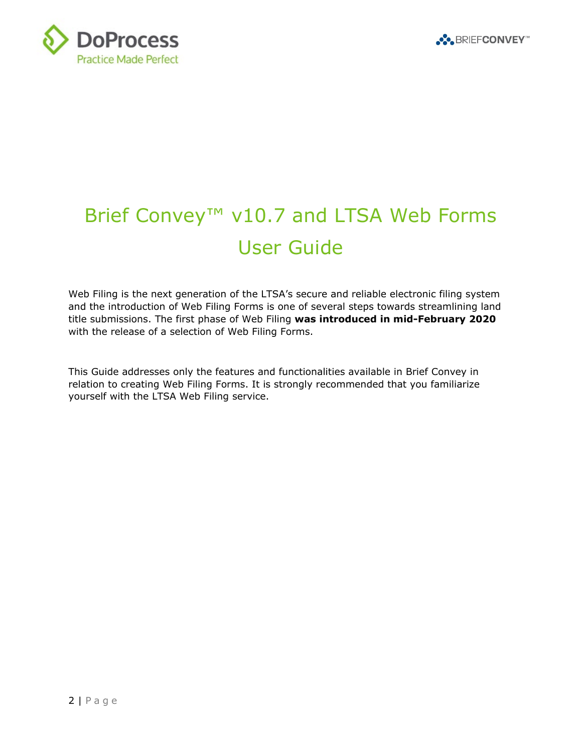# Brief Convey™ v10.7 and LTSA Web Forms User Guide

Web Filing is the next generation of the LTSA's secure and reliable electronic filing system and the introduction of Web Filing Forms is one of several steps towards streamlining land title submissions. The first phase of Web Filing **was introduced in mid-February 2020** with the release of a selection of Web Filing Forms.

This Guide addresses only the features and functionalities available in Brief Convey in relation to creating Web Filing Forms. It is strongly recommended that you familiarize yourself with the LTSA Web Filing service.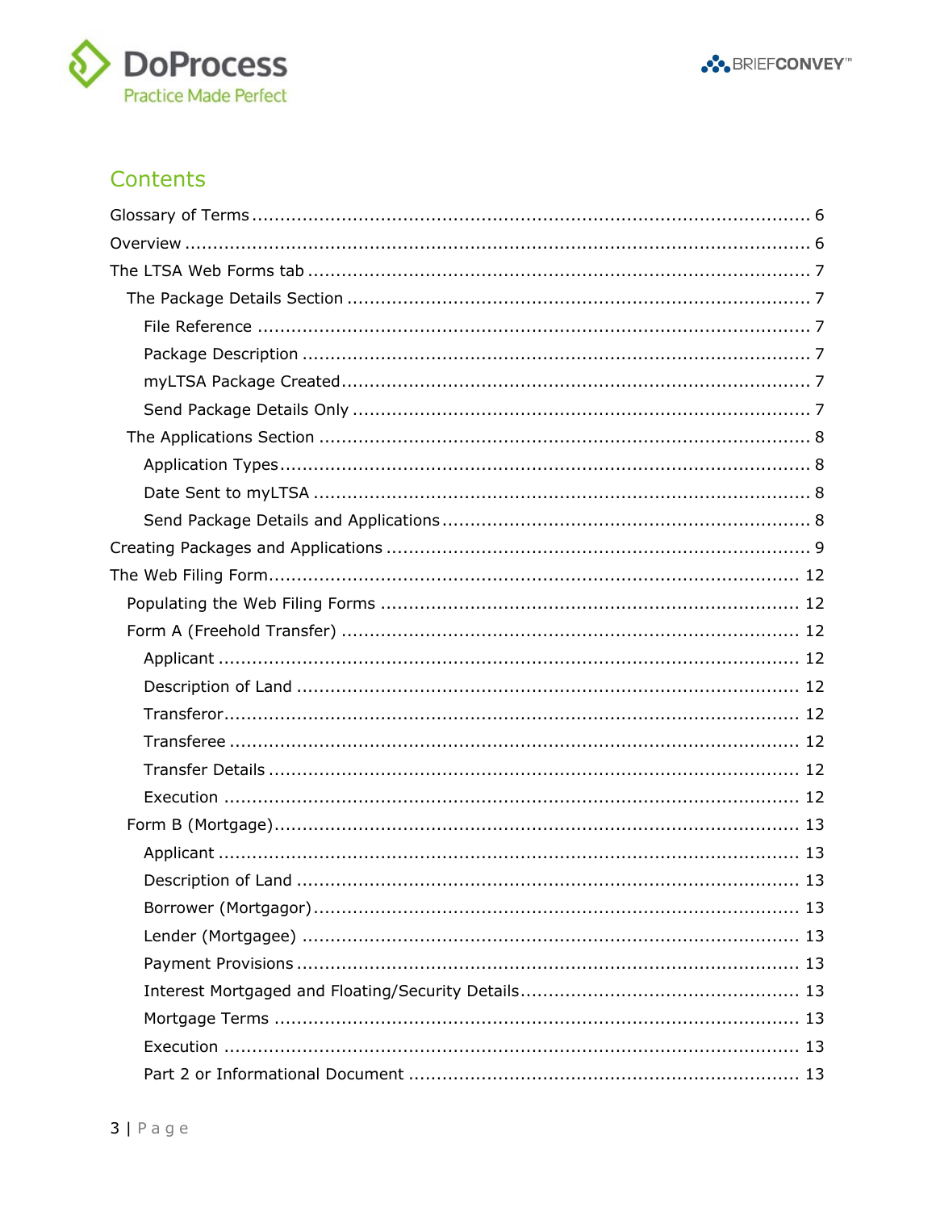## Contents

Glossary of Terms ........................................................................................ 6

Overview ...................................................................................................... 6

The LTSA Web Forms tab .............................................................................. 7

- The Package Details Section ...................................................................... 7
  - File Reference ........................................................................................ 7
  - Package Description ................................................................................ 7
  - myLTSA Package Created ......................................................................... 7
  - Send Package Details Only ....................................................................... 7
- The Applications Section ............................................................................ 8
  - Application Types .................................................................................... 8
  - Date Sent to myLTSA ............................................................................... 8
  - Send Package Details and Applications ...................................................... 8

Creating Packages and Applications ............................................................... 9

The Web Filing Form ..................................................................................... 12

- Populating the Web Filing Forms ................................................................ 12
- Form A (Freehold Transfer) ........................................................................ 12
  - Applicant ............................................................................................... 12
  - Description of Land ................................................................................. 12
  - Transferor .............................................................................................. 12
  - Transferee .............................................................................................. 12
  - Transfer Details ...................................................................................... 12
  - Execution ............................................................................................... 12
- Form B (Mortgage) ..................................................................................... 13
  - Applicant ............................................................................................... 13
  - Description of Land ................................................................................. 13
  - Borrower (Mortgagor) .............................................................................. 13
  - Lender (Mortgagee) ................................................................................. 13
  - Payment Provisions ................................................................................. 13
  - Interest Mortgaged and Floating/Security Details ....................................... 13
  - Mortgage Terms ...................................................................................... 13
  - Execution ............................................................................................... 13
  - Part 2 or Informational Document ............................................................ 13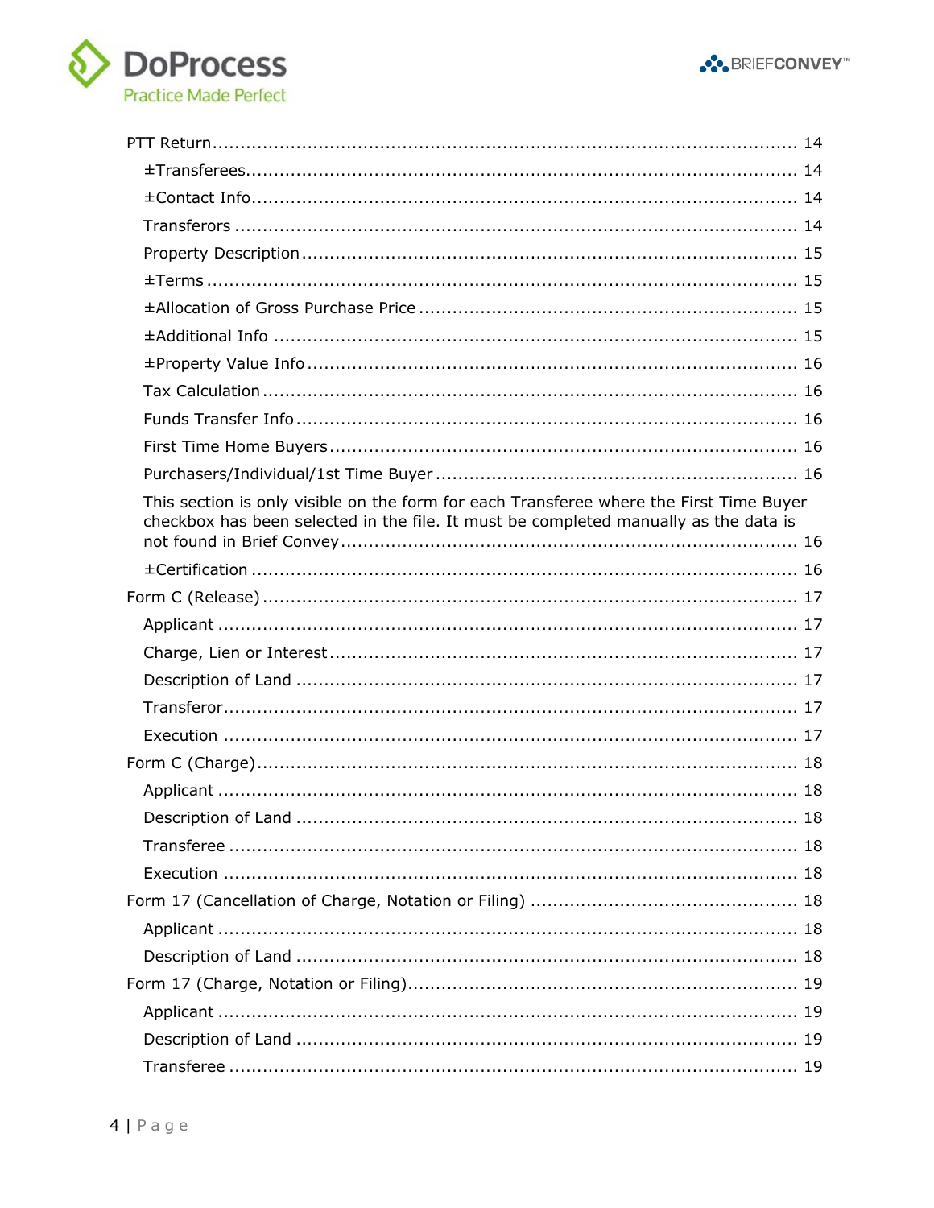PTT Return ........................................................................................................ 14

- ±Transferees................................................................................................. 14
- ±Contact Info................................................................................................ 14
- Transferors .................................................................................................... 14
- Property Description ...................................................................................... 15
- ±Terms ......................................................................................................... 15
- ±Allocation of Gross Purchase Price .................................................................. 15
- ±Additional Info ............................................................................................. 15
- ±Property Value Info ...................................................................................... 16
- Tax Calculation .............................................................................................. 16
- Funds Transfer Info ........................................................................................ 16
- First Time Home Buyers .................................................................................. 16
- Purchasers/Individual/1st Time Buyer ................................................................ 16
- This section is only visible on the form for each Transferee where the First Time Buyer checkbox has been selected in the file. It must be completed manually as the data is not found in Brief Convey ................................................................................. 16
- ±Certification ................................................................................................ 16

Form C (Release) ............................................................................................... 17

- Applicant ...................................................................................................... 17
- Charge, Lien or Interest ................................................................................... 17
- Description of Land ........................................................................................ 17
- Transferor...................................................................................................... 17
- Execution ..................................................................................................... 17

Form C (Charge) ................................................................................................ 18

- Applicant ...................................................................................................... 18
- Description of Land ........................................................................................ 18
- Transferee .................................................................................................... 18
- Execution ..................................................................................................... 18

Form 17 (Cancellation of Charge, Notation or Filing) ............................................... 18

- Applicant ...................................................................................................... 18
- Description of Land ........................................................................................ 18

Form 17 (Charge, Notation or Filing).................................................................... 19

- Applicant ...................................................................................................... 19
- Description of Land ........................................................................................ 19
- Transferee .................................................................................................... 19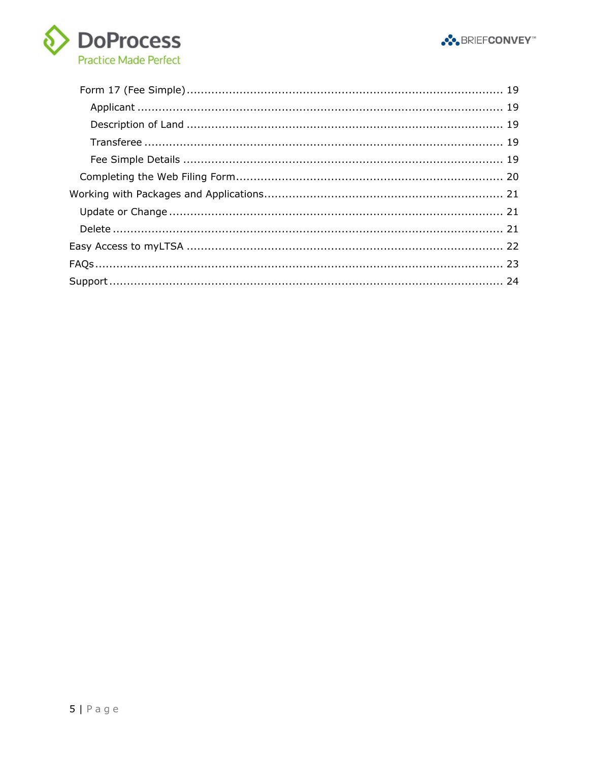- Form 17 (Fee Simple) ........ 19
  - Applicant ........ 19
  - Description of Land ........ 19
  - Transferee ........ 19
  - Fee Simple Details ........ 19
- Completing the Web Filing Form ........ 20

Working with Packages and Applications ........ 21

- Update or Change ........ 21
- Delete ........ 21

Easy Access to myLTSA ........ 22

FAQs ........ 23

Support ........ 24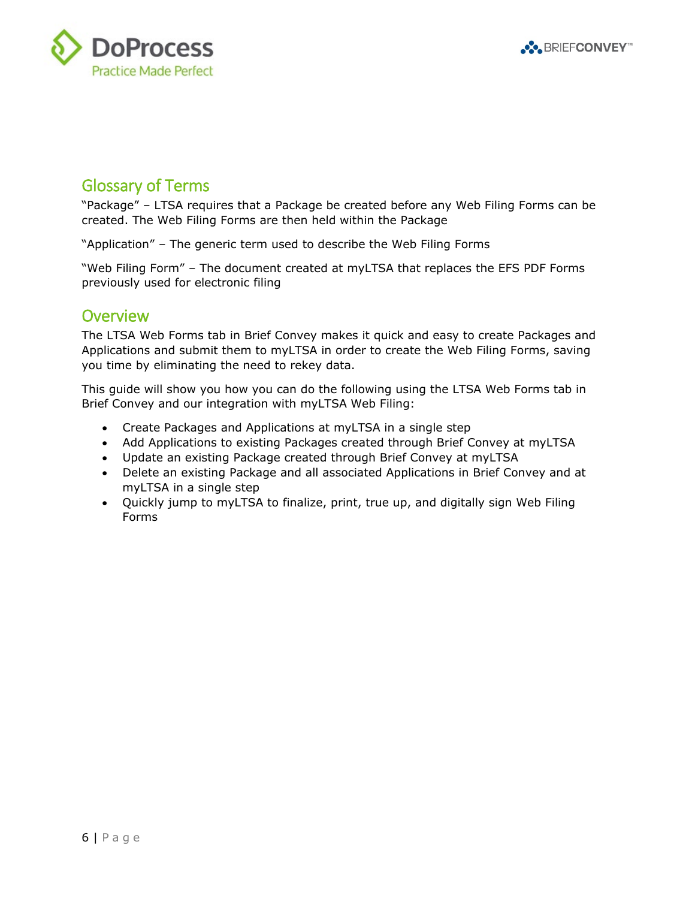## Glossary of Terms

"Package" – LTSA requires that a Package be created before any Web Filing Forms can be created. The Web Filing Forms are then held within the Package

"Application" – The generic term used to describe the Web Filing Forms

"Web Filing Form" – The document created at myLTSA that replaces the EFS PDF Forms previously used for electronic filing

## Overview

The LTSA Web Forms tab in Brief Convey makes it quick and easy to create Packages and Applications and submit them to myLTSA in order to create the Web Filing Forms, saving you time by eliminating the need to rekey data.

This guide will show you how you can do the following using the LTSA Web Forms tab in Brief Convey and our integration with myLTSA Web Filing:

- Create Packages and Applications at myLTSA in a single step
- Add Applications to existing Packages created through Brief Convey at myLTSA
- Update an existing Package created through Brief Convey at myLTSA
- Delete an existing Package and all associated Applications in Brief Convey and at myLTSA in a single step
- Quickly jump to myLTSA to finalize, print, true up, and digitally sign Web Filing Forms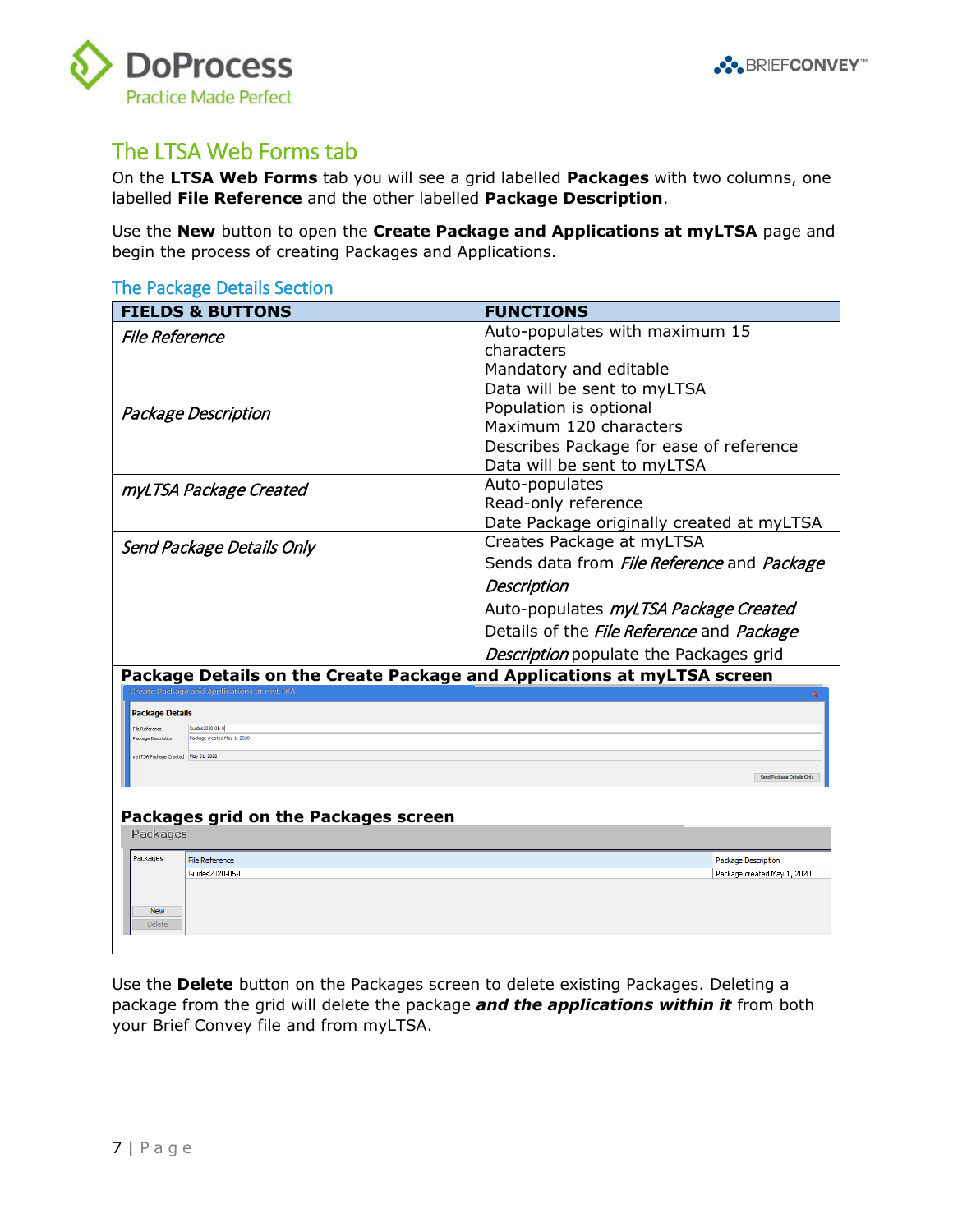## The LTSA Web Forms tab

On the **LTSA Web Forms** tab you will see a grid labelled **Packages** with two columns, one labelled **File Reference** and the other labelled **Package Description**.

Use the **New** button to open the **Create Package and Applications at myLTSA** page and begin the process of creating Packages and Applications.

### The Package Details Section

| FIELDS & BUTTONS | FUNCTIONS |
|---|---|
| *File Reference* | Auto-populates with maximum 15 characters<br>Mandatory and editable<br>Data will be sent to myLTSA |
| *Package Description* | Population is optional<br>Maximum 120 characters<br>Describes Package for ease of reference<br>Data will be sent to myLTSA |
| *myLTSA Package Created* | Auto-populates<br>Read-only reference<br>Date Package originally created at myLTSA |
| *Send Package Details Only* | Creates Package at myLTSA<br>Sends data from *File Reference* and *Package Description*<br>Auto-populates *myLTSA Package Created*<br>Details of the *File Reference* and *Package Description* populate the Packages grid |

**Package Details on the Create Package and Applications at myLTSA screen**

**Packages grid on the Packages screen**

Use the **Delete** button on the Packages screen to delete existing Packages. Deleting a package from the grid will delete the package ***and the applications within it*** from both your Brief Convey file and from myLTSA.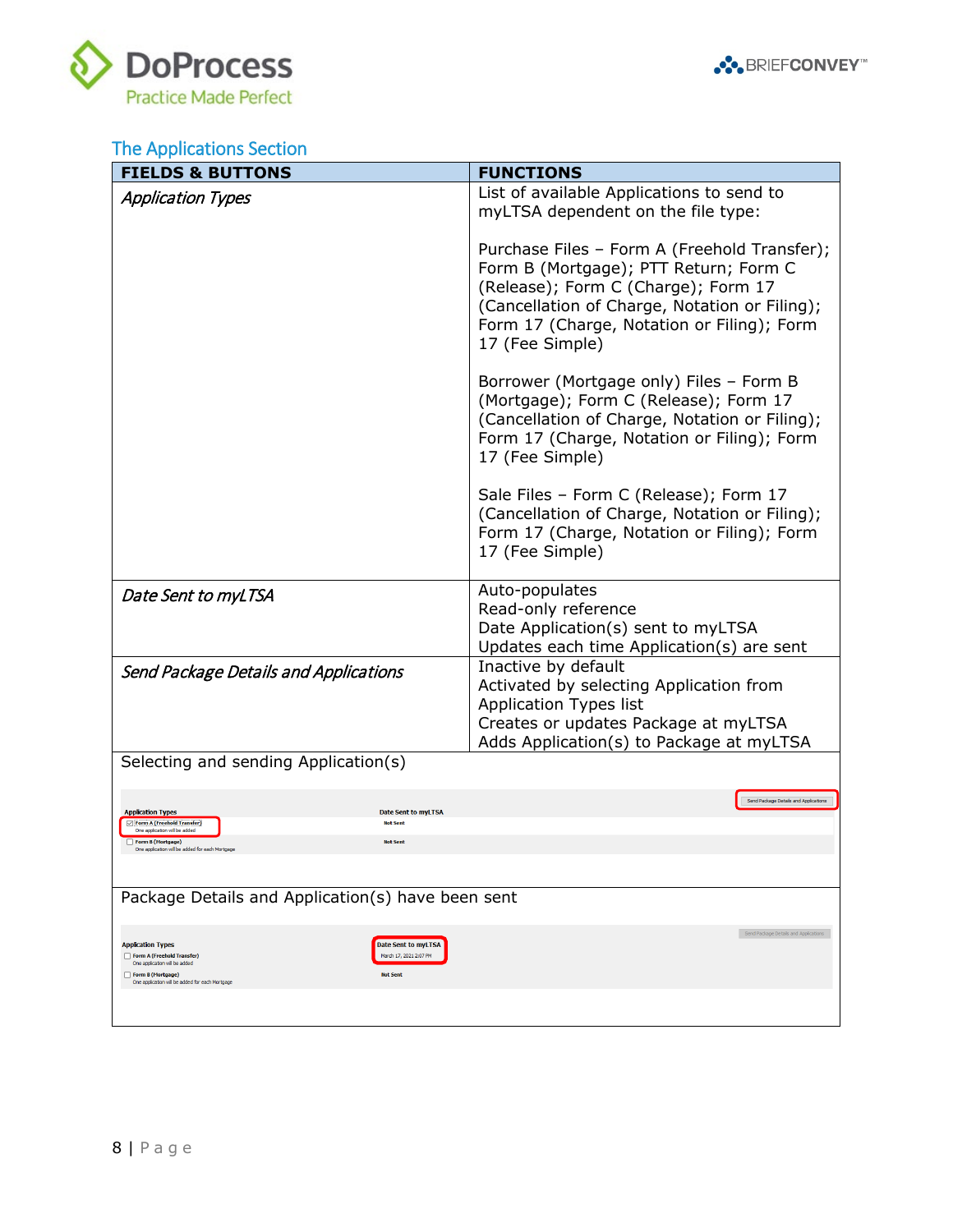## The Applications Section

| FIELDS & BUTTONS | FUNCTIONS |
|---|---|
| *Application Types* | List of available Applications to send to myLTSA dependent on the file type:<br><br>Purchase Files – Form A (Freehold Transfer); Form B (Mortgage); PTT Return; Form C (Release); Form C (Charge); Form 17 (Cancellation of Charge, Notation or Filing); Form 17 (Charge, Notation or Filing); Form 17 (Fee Simple)<br><br>Borrower (Mortgage only) Files – Form B (Mortgage); Form C (Release); Form 17 (Cancellation of Charge, Notation or Filing); Form 17 (Charge, Notation or Filing); Form 17 (Fee Simple)<br><br>Sale Files – Form C (Release); Form 17 (Cancellation of Charge, Notation or Filing); Form 17 (Charge, Notation or Filing); Form 17 (Fee Simple) |
| *Date Sent to myLTSA* | Auto-populates<br>Read-only reference<br>Date Application(s) sent to myLTSA<br>Updates each time Application(s) are sent |
| *Send Package Details and Applications* | Inactive by default<br>Activated by selecting Application from Application Types list<br>Creates or updates Package at myLTSA<br>Adds Application(s) to Package at myLTSA |

Selecting and sending Application(s)

| Application Types | Date Sent to myLTSA |
|---|---|
| ☑ Form A (Freehold Transfer)<br>One application will be added | Not Sent |
| ☐ Form B (Mortgage)<br>One application will be added for each Mortgage | Not Sent |

Send Package Details and Applications

Package Details and Application(s) have been sent

| Application Types | Date Sent to myLTSA |
|---|---|
| ☐ Form A (Freehold Transfer)<br>One application will be added | March 17, 2021 2:07 PM |
| ☐ Form B (Mortgage)<br>One application will be added for each Mortgage | Not Sent |

Send Package Details and Applications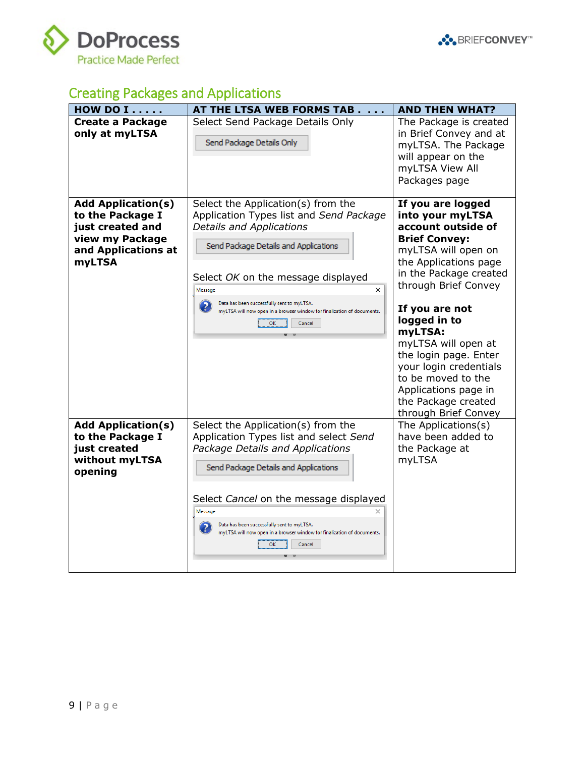## Creating Packages and Applications

| HOW DO I . . . . . | AT THE LTSA WEB FORMS TAB . . . . | AND THEN WHAT? |
|---|---|---|
| **Create a Package only at myLTSA** | Select Send Package Details Only<br><br>Send Package Details Only | The Package is created in Brief Convey and at myLTSA. The Package will appear on the myLTSA View All Packages page |
| **Add Application(s) to the Package I just created and view my Package and Applications at myLTSA** | Select the Application(s) from the Application Types list and *Send Package Details and Applications*<br><br>Send Package Details and Applications<br><br>Select *OK* on the message displayed<br><br>Message<br>Data has been successfully sent to myLTSA.<br>myLTSA will now open in a browser window for finalization of documents.<br>OK Cancel | **If you are logged into your myLTSA account outside of Brief Convey:** myLTSA will open on the Applications page in the Package created through Brief Convey<br><br>**If you are not logged in to myLTSA:** myLTSA will open at the login page. Enter your login credentials to be moved to the Applications page in the Package created through Brief Convey |
| **Add Application(s) to the Package I just created without myLTSA opening** | Select the Application(s) from the Application Types list and select *Send Package Details and Applications*<br><br>Send Package Details and Applications<br><br>Select *Cancel* on the message displayed<br><br>Message<br>Data has been successfully sent to myLTSA.<br>myLTSA will now open in a browser window for finalization of documents.<br>OK Cancel | The Applications(s) have been added to the Package at myLTSA |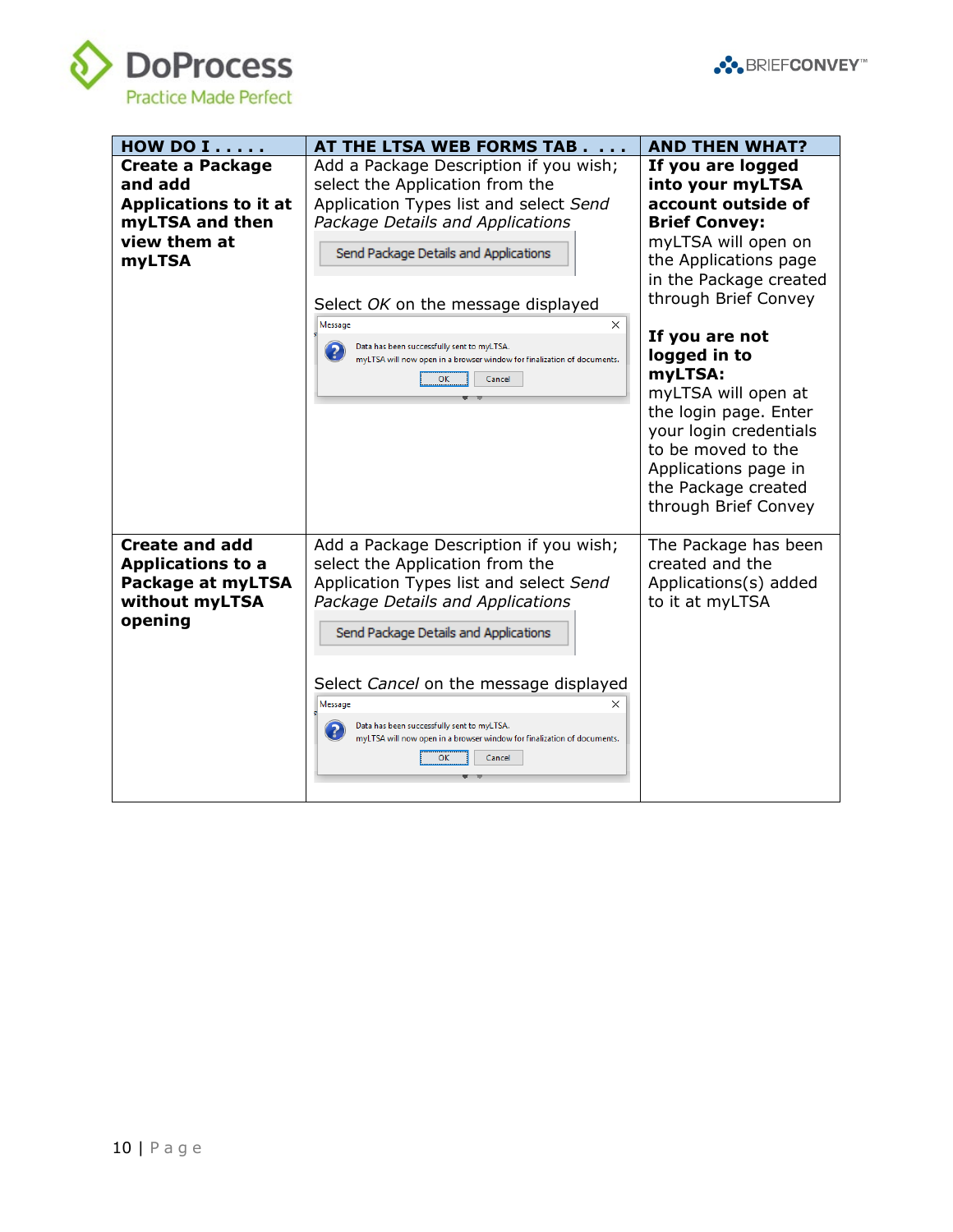| HOW DO I . . . . . | AT THE LTSA WEB FORMS TAB . . . . | AND THEN WHAT? |
|---|---|---|
| **Create a Package and add Applications to it at myLTSA and then view them at myLTSA** | Add a Package Description if you wish; select the Application from the Application Types list and select *Send Package Details and Applications*<br><br>Send Package Details and Applications<br><br>Select *OK* on the message displayed<br><br>Message<br>Data has been successfully sent to myLTSA.<br>myLTSA will now open in a browser window for finalization of documents.<br>OK Cancel | **If you are logged into your myLTSA account outside of Brief Convey:**<br>myLTSA will open on the Applications page in the Package created through Brief Convey<br><br>**If you are not logged in to myLTSA:**<br>myLTSA will open at the login page. Enter your login credentials to be moved to the Applications page in the Package created through Brief Convey |
| **Create and add Applications to a Package at myLTSA without myLTSA opening** | Add a Package Description if you wish; select the Application from the Application Types list and select *Send Package Details and Applications*<br><br>Send Package Details and Applications<br><br>Select *Cancel* on the message displayed<br><br>Message<br>Data has been successfully sent to myLTSA.<br>myLTSA will now open in a browser window for finalization of documents.<br>OK Cancel | The Package has been created and the Applications(s) added to it at myLTSA |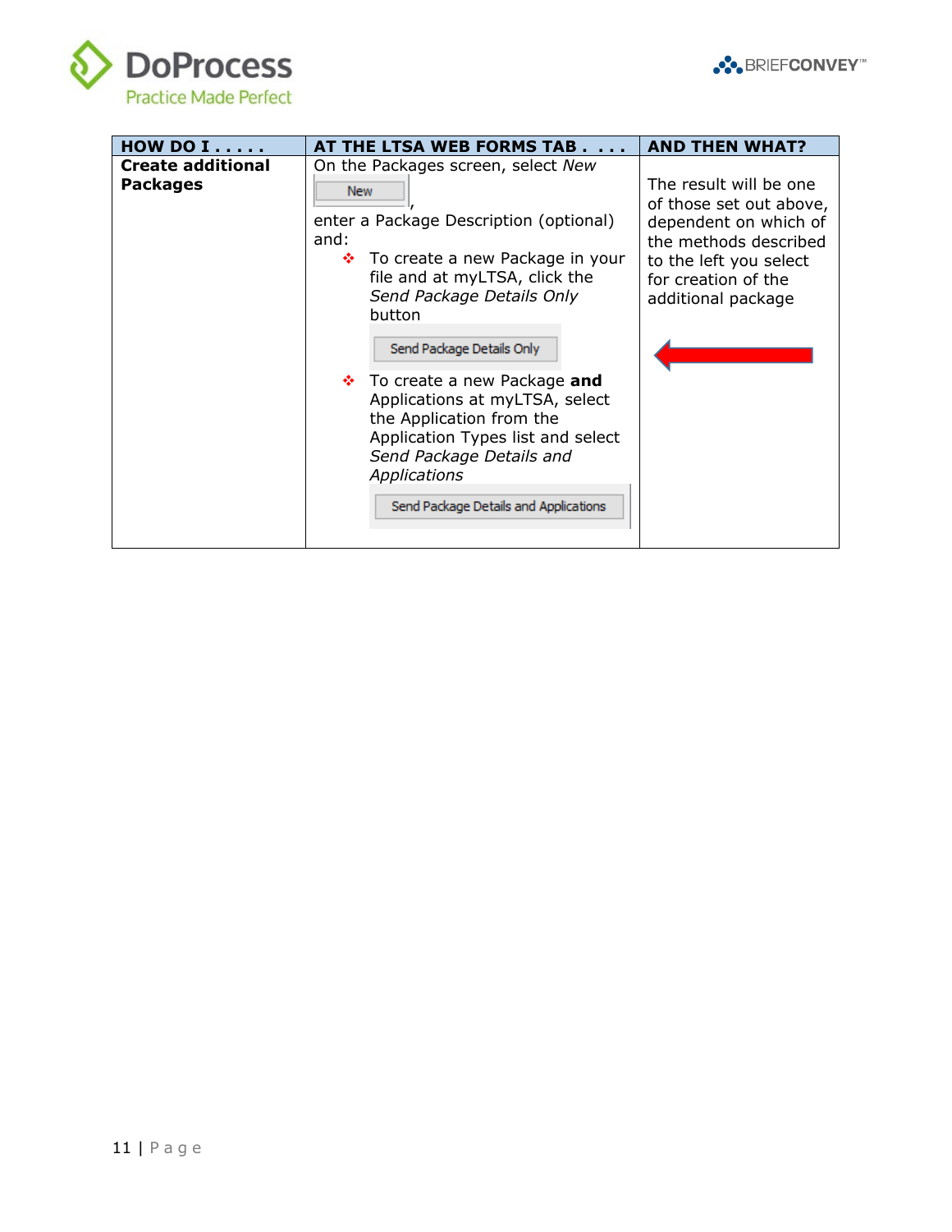| HOW DO I . . . . . | AT THE LTSA WEB FORMS TAB . . . . | AND THEN WHAT? |
|---|---|---|
| **Create additional Packages** | On the Packages screen, select *New* [New], enter a Package Description (optional) and:<br>❖ To create a new Package in your file and at myLTSA, click the *Send Package Details Only* button [Send Package Details Only]<br>❖ To create a new Package **and** Applications at myLTSA, select the Application from the Application Types list and select *Send Package Details and Applications* [Send Package Details and Applications] | The result will be one of those set out above, dependent on which of the methods described to the left you select for creation of the additional package |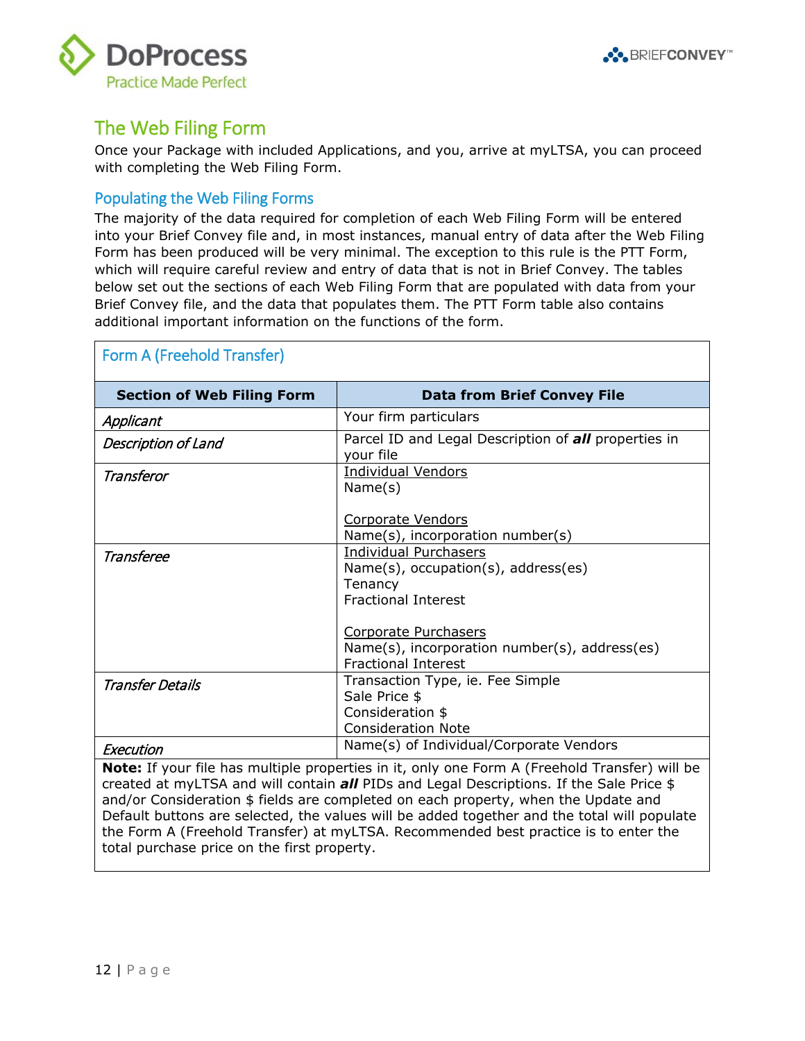## The Web Filing Form

Once your Package with included Applications, and you, arrive at myLTSA, you can proceed with completing the Web Filing Form.

### Populating the Web Filing Forms

The majority of the data required for completion of each Web Filing Form will be entered into your Brief Convey file and, in most instances, manual entry of data after the Web Filing Form has been produced will be very minimal. The exception to this rule is the PTT Form, which will require careful review and entry of data that is not in Brief Convey. The tables below set out the sections of each Web Filing Form that are populated with data from your Brief Convey file, and the data that populates them. The PTT Form table also contains additional important information on the functions of the form.

#### Form A (Freehold Transfer)

| Section of Web Filing Form | Data from Brief Convey File |
|---|---|
| *Applicant* | Your firm particulars |
| *Description of Land* | Parcel ID and Legal Description of ***all*** properties in your file |
| *Transferor* | Individual Vendors<br>Name(s)<br><br>Corporate Vendors<br>Name(s), incorporation number(s) |
| *Transferee* | Individual Purchasers<br>Name(s), occupation(s), address(es)<br>Tenancy<br>Fractional Interest<br><br>Corporate Purchasers<br>Name(s), incorporation number(s), address(es)<br>Fractional Interest |
| *Transfer Details* | Transaction Type, ie. Fee Simple<br>Sale Price $<br>Consideration $<br>Consideration Note |
| *Execution* | Name(s) of Individual/Corporate Vendors |

**Note:** If your file has multiple properties in it, only one Form A (Freehold Transfer) will be created at myLTSA and will contain ***all*** PIDs and Legal Descriptions. If the Sale Price $ and/or Consideration $ fields are completed on each property, when the Update and Default buttons are selected, the values will be added together and the total will populate the Form A (Freehold Transfer) at myLTSA. Recommended best practice is to enter the total purchase price on the first property.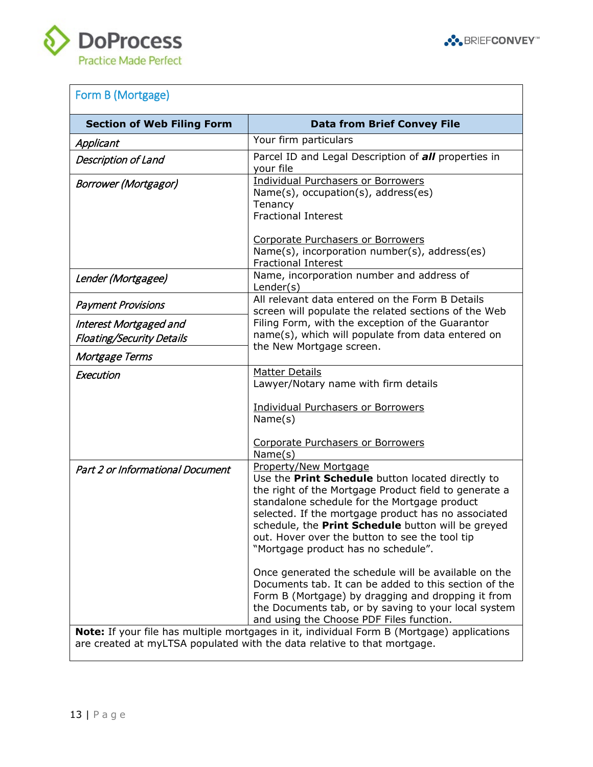## Form B (Mortgage)

| Section of Web Filing Form | Data from Brief Convey File |
|---|---|
| *Applicant* | Your firm particulars |
| *Description of Land* | Parcel ID and Legal Description of ***all*** properties in your file |
| *Borrower (Mortgagor)* | Individual Purchasers or Borrowers<br>Name(s), occupation(s), address(es)<br>Tenancy<br>Fractional Interest<br><br>Corporate Purchasers or Borrowers<br>Name(s), incorporation number(s), address(es)<br>Fractional Interest |
| *Lender (Mortgagee)* | Name, incorporation number and address of Lender(s) |
| *Payment Provisions* | All relevant data entered on the Form B Details screen will populate the related sections of the Web Filing Form, with the exception of the Guarantor name(s), which will populate from data entered on the New Mortgage screen. |
| *Interest Mortgaged and Floating/Security Details* | |
| *Mortgage Terms* | |
| *Execution* | Matter Details<br>Lawyer/Notary name with firm details<br><br>Individual Purchasers or Borrowers<br>Name(s)<br><br>Corporate Purchasers or Borrowers<br>Name(s) |
| *Part 2 or Informational Document* | Property/New Mortgage<br>Use the **Print Schedule** button located directly to the right of the Mortgage Product field to generate a standalone schedule for the Mortgage product selected. If the mortgage product has no associated schedule, the **Print Schedule** button will be greyed out. Hover over the button to see the tool tip "Mortgage product has no schedule".<br><br>Once generated the schedule will be available on the Documents tab. It can be added to this section of the Form B (Mortgage) by dragging and dropping it from the Documents tab, or by saving to your local system and using the Choose PDF Files function. |

**Note:** If your file has multiple mortgages in it, individual Form B (Mortgage) applications are created at myLTSA populated with the data relative to that mortgage.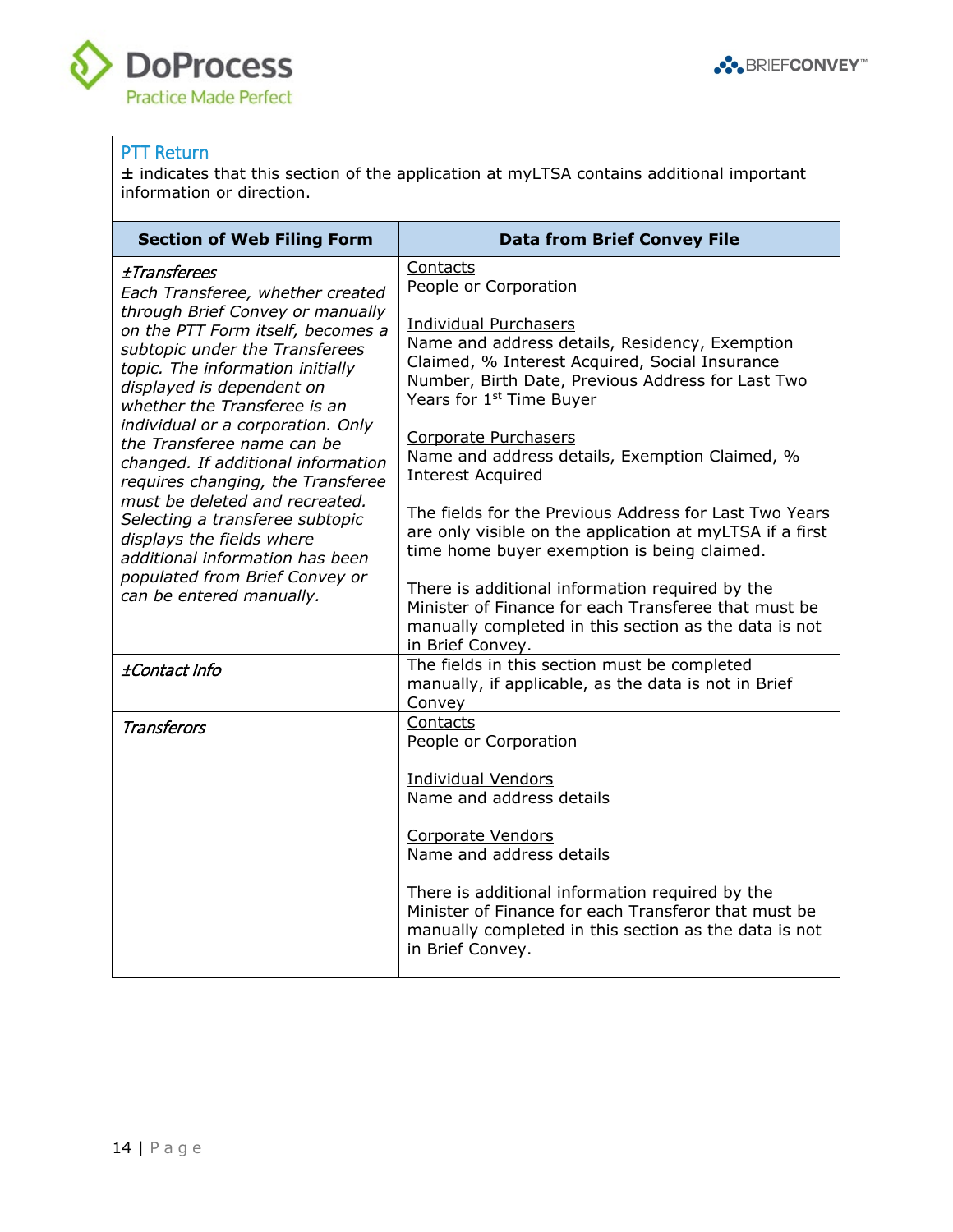## PTT Return

**±** indicates that this section of the application at myLTSA contains additional important information or direction.

| Section of Web Filing Form | Data from Brief Convey File |
|---|---|
| *±Transferees*<br>*Each Transferee, whether created through Brief Convey or manually on the PTT Form itself, becomes a subtopic under the Transferees topic. The information initially displayed is dependent on whether the Transferee is an individual or a corporation. Only the Transferee name can be changed. If additional information requires changing, the Transferee must be deleted and recreated. Selecting a transferee subtopic displays the fields where additional information has been populated from Brief Convey or can be entered manually.* | <u>Contacts</u><br>People or Corporation<br><br><u>Individual Purchasers</u><br>Name and address details, Residency, Exemption Claimed, % Interest Acquired, Social Insurance Number, Birth Date, Previous Address for Last Two Years for 1st Time Buyer<br><br><u>Corporate Purchasers</u><br>Name and address details, Exemption Claimed, % Interest Acquired<br><br>The fields for the Previous Address for Last Two Years are only visible on the application at myLTSA if a first time home buyer exemption is being claimed.<br><br>There is additional information required by the Minister of Finance for each Transferee that must be manually completed in this section as the data is not in Brief Convey. |
| *±Contact Info* | The fields in this section must be completed manually, if applicable, as the data is not in Brief Convey |
| *Transferors* | <u>Contacts</u><br>People or Corporation<br><br><u>Individual Vendors</u><br>Name and address details<br><br><u>Corporate Vendors</u><br>Name and address details<br><br>There is additional information required by the Minister of Finance for each Transferor that must be manually completed in this section as the data is not in Brief Convey. |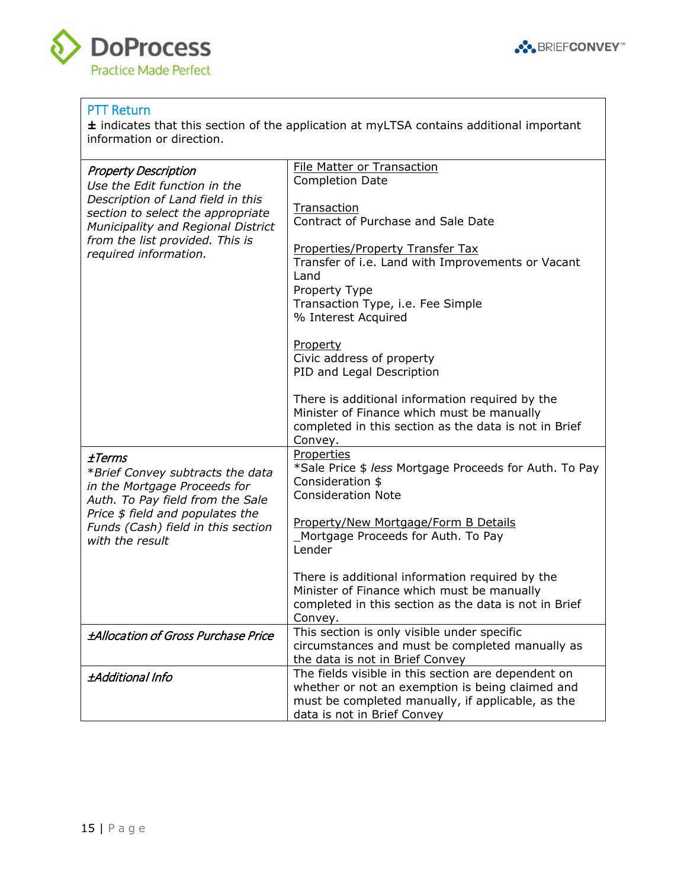## PTT Return

± indicates that this section of the application at myLTSA contains additional important information or direction.

| | |
|---|---|
| *Property Description*<br>*Use the Edit function in the Description of Land field in this section to select the appropriate Municipality and Regional District from the list provided. This is required information.* | <u>File Matter or Transaction</u><br>Completion Date<br><br><u>Transaction</u><br>Contract of Purchase and Sale Date<br><br><u>Properties/Property Transfer Tax</u><br>Transfer of i.e. Land with Improvements or Vacant Land<br>Property Type<br>Transaction Type, i.e. Fee Simple<br>% Interest Acquired<br><br><u>Property</u><br>Civic address of property<br>PID and Legal Description<br><br>There is additional information required by the Minister of Finance which must be manually completed in this section as the data is not in Brief Convey. |
| *±Terms*<br>*\*Brief Convey subtracts the data in the Mortgage Proceeds for Auth. To Pay field from the Sale Price $ field and populates the Funds (Cash) field in this section with the result* | <u>Properties</u><br>*Sale Price $ *less* Mortgage Proceeds for Auth. To Pay<br>Consideration $<br>Consideration Note<br><br><u>Property/New Mortgage/Form B Details</u><br>_Mortgage Proceeds for Auth. To Pay<br>Lender<br><br>There is additional information required by the Minister of Finance which must be manually completed in this section as the data is not in Brief Convey. |
| *±Allocation of Gross Purchase Price* | This section is only visible under specific circumstances and must be completed manually as the data is not in Brief Convey |
| *±Additional Info* | The fields visible in this section are dependent on whether or not an exemption is being claimed and must be completed manually, if applicable, as the data is not in Brief Convey |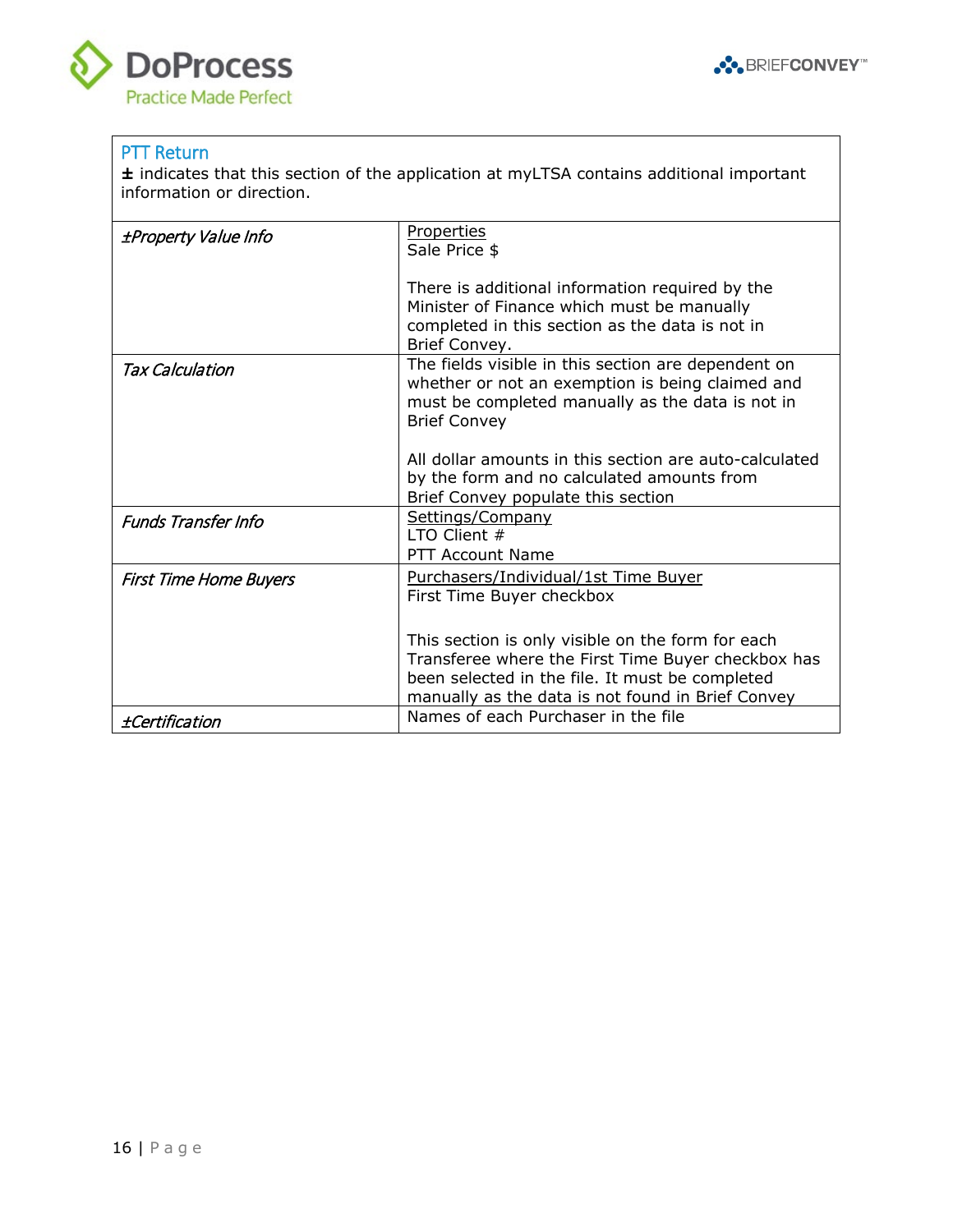## PTT Return

± indicates that this section of the application at myLTSA contains additional important information or direction.

| | |
|---|---|
| *±Property Value Info* | <u>Properties</u><br>Sale Price $<br><br>There is additional information required by the Minister of Finance which must be manually completed in this section as the data is not in Brief Convey. |
| *Tax Calculation* | The fields visible in this section are dependent on whether or not an exemption is being claimed and must be completed manually as the data is not in Brief Convey<br><br>All dollar amounts in this section are auto-calculated by the form and no calculated amounts from Brief Convey populate this section |
| *Funds Transfer Info* | <u>Settings/Company</u><br>LTO Client #<br>PTT Account Name |
| *First Time Home Buyers* | <u>Purchasers/Individual/1st Time Buyer</u><br>First Time Buyer checkbox<br><br>This section is only visible on the form for each Transferee where the First Time Buyer checkbox has been selected in the file. It must be completed manually as the data is not found in Brief Convey |
| *±Certification* | Names of each Purchaser in the file |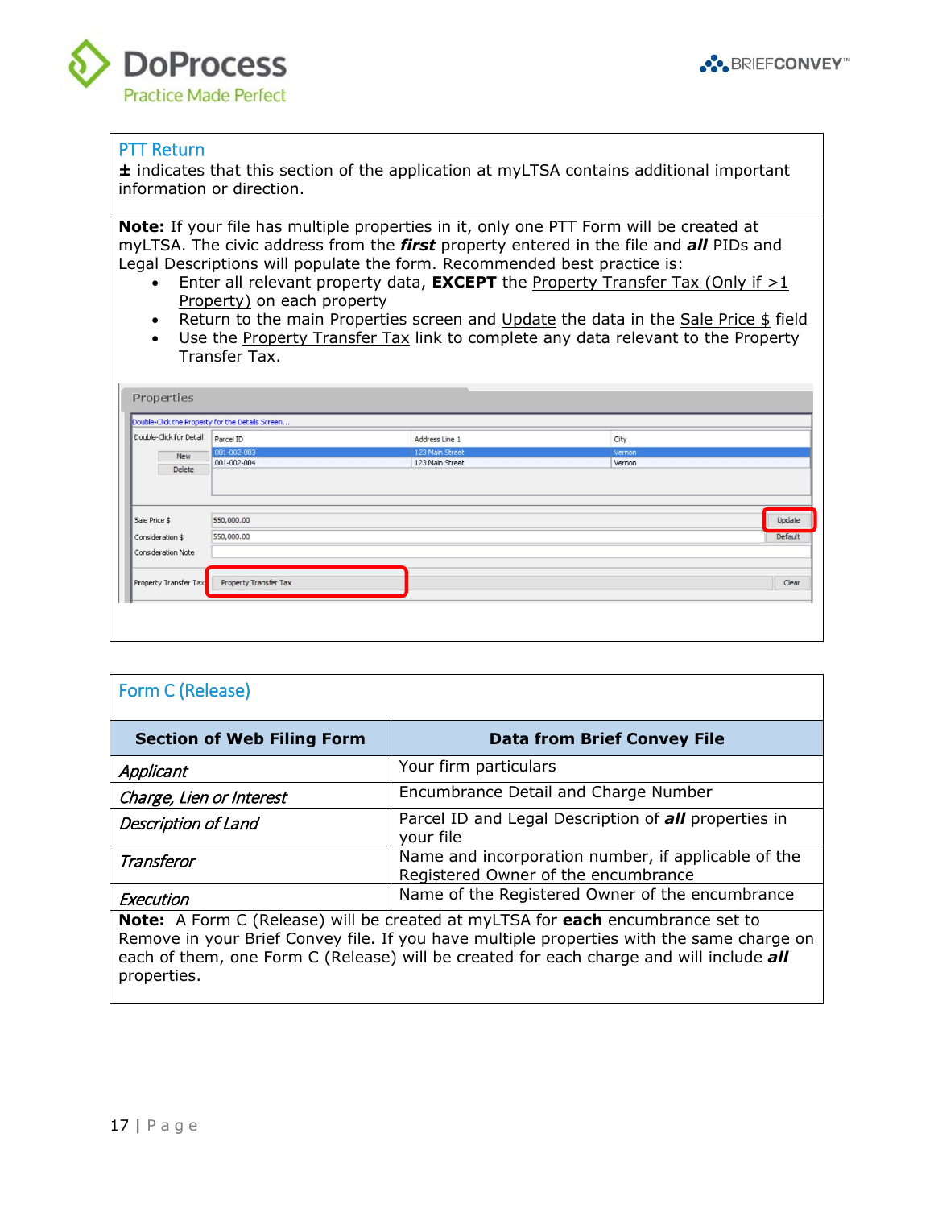## PTT Return

± indicates that this section of the application at myLTSA contains additional important information or direction.

**Note:** If your file has multiple properties in it, only one PTT Form will be created at myLTSA. The civic address from the ***first*** property entered in the file and ***all*** PIDs and Legal Descriptions will populate the form. Recommended best practice is:

- Enter all relevant property data, **EXCEPT** the Property Transfer Tax (Only if >1 Property) on each property
- Return to the main Properties screen and Update the data in the Sale Price $ field
- Use the Property Transfer Tax link to complete any data relevant to the Property Transfer Tax.

## Form C (Release)

| Section of Web Filing Form | Data from Brief Convey File |
|---|---|
| *Applicant* | Your firm particulars |
| *Charge, Lien or Interest* | Encumbrance Detail and Charge Number |
| *Description of Land* | Parcel ID and Legal Description of ***all*** properties in your file |
| *Transferor* | Name and incorporation number, if applicable of the Registered Owner of the encumbrance |
| *Execution* | Name of the Registered Owner of the encumbrance |

**Note:** A Form C (Release) will be created at myLTSA for **each** encumbrance set to Remove in your Brief Convey file. If you have multiple properties with the same charge on each of them, one Form C (Release) will be created for each charge and will include ***all*** properties.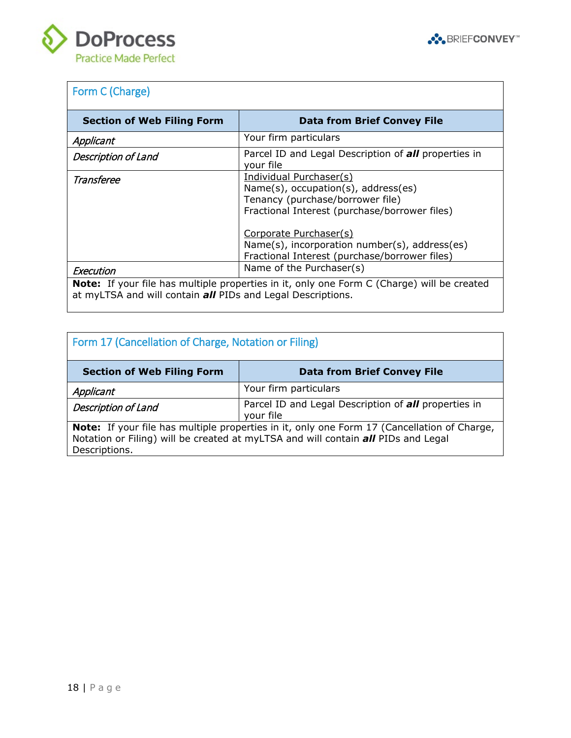### Form C (Charge)

| Section of Web Filing Form | Data from Brief Convey File |
| --- | --- |
| *Applicant* | Your firm particulars |
| *Description of Land* | Parcel ID and Legal Description of ***all*** properties in your file |
| *Transferee* | Individual Purchaser(s)<br>Name(s), occupation(s), address(es)<br>Tenancy (purchase/borrower file)<br>Fractional Interest (purchase/borrower files)<br><br>Corporate Purchaser(s)<br>Name(s), incorporation number(s), address(es)<br>Fractional Interest (purchase/borrower files) |
| *Execution* | Name of the Purchaser(s) |

**Note:** If your file has multiple properties in it, only one Form C (Charge) will be created at myLTSA and will contain ***all*** PIDs and Legal Descriptions.

### Form 17 (Cancellation of Charge, Notation or Filing)

| Section of Web Filing Form | Data from Brief Convey File |
| --- | --- |
| *Applicant* | Your firm particulars |
| *Description of Land* | Parcel ID and Legal Description of ***all*** properties in your file |

**Note:** If your file has multiple properties in it, only one Form 17 (Cancellation of Charge, Notation or Filing) will be created at myLTSA and will contain ***all*** PIDs and Legal Descriptions.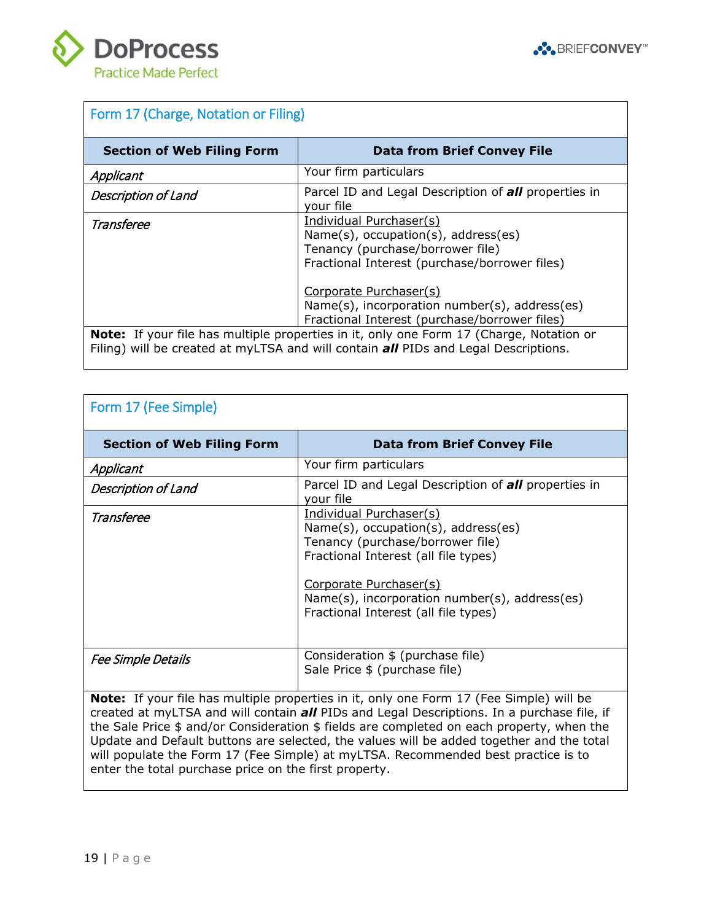### Form 17 (Charge, Notation or Filing)

| Section of Web Filing Form | Data from Brief Convey File |
|---|---|
| *Applicant* | Your firm particulars |
| *Description of Land* | Parcel ID and Legal Description of ***all*** properties in your file |
| *Transferee* | Individual Purchaser(s)<br>Name(s), occupation(s), address(es)<br>Tenancy (purchase/borrower file)<br>Fractional Interest (purchase/borrower files)<br><br>Corporate Purchaser(s)<br>Name(s), incorporation number(s), address(es)<br>Fractional Interest (purchase/borrower files) |

**Note:** If your file has multiple properties in it, only one Form 17 (Charge, Notation or Filing) will be created at myLTSA and will contain ***all*** PIDs and Legal Descriptions.

### Form 17 (Fee Simple)

| Section of Web Filing Form | Data from Brief Convey File |
|---|---|
| *Applicant* | Your firm particulars |
| *Description of Land* | Parcel ID and Legal Description of ***all*** properties in your file |
| *Transferee* | Individual Purchaser(s)<br>Name(s), occupation(s), address(es)<br>Tenancy (purchase/borrower file)<br>Fractional Interest (all file types)<br><br>Corporate Purchaser(s)<br>Name(s), incorporation number(s), address(es)<br>Fractional Interest (all file types) |
| *Fee Simple Details* | Consideration $ (purchase file)<br>Sale Price $ (purchase file) |

**Note:** If your file has multiple properties in it, only one Form 17 (Fee Simple) will be created at myLTSA and will contain ***all*** PIDs and Legal Descriptions. In a purchase file, if the Sale Price $ and/or Consideration $ fields are completed on each property, when the Update and Default buttons are selected, the values will be added together and the total will populate the Form 17 (Fee Simple) at myLTSA. Recommended best practice is to enter the total purchase price on the first property.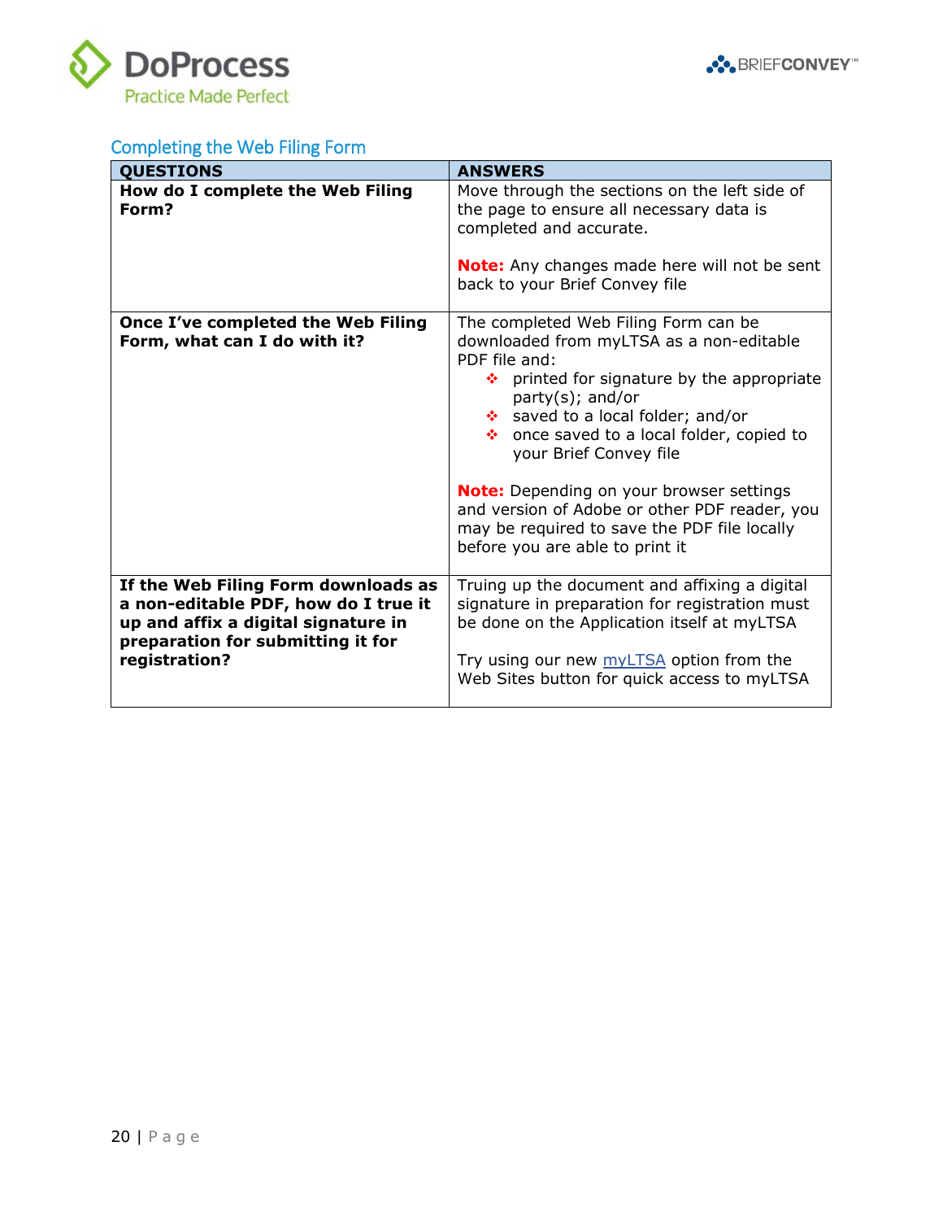## Completing the Web Filing Form

| QUESTIONS | ANSWERS |
|---|---|
| **How do I complete the Web Filing Form?** | Move through the sections on the left side of the page to ensure all necessary data is completed and accurate.<br><br>**Note:** Any changes made here will not be sent back to your Brief Convey file |
| **Once I've completed the Web Filing Form, what can I do with it?** | The completed Web Filing Form can be downloaded from myLTSA as a non-editable PDF file and:<br>❖ printed for signature by the appropriate party(s); and/or<br>❖ saved to a local folder; and/or<br>❖ once saved to a local folder, copied to your Brief Convey file<br><br>**Note:** Depending on your browser settings and version of Adobe or other PDF reader, you may be required to save the PDF file locally before you are able to print it |
| **If the Web Filing Form downloads as a non-editable PDF, how do I true it up and affix a digital signature in preparation for submitting it for registration?** | Truing up the document and affixing a digital signature in preparation for registration must be done on the Application itself at myLTSA<br><br>Try using our new myLTSA option from the Web Sites button for quick access to myLTSA |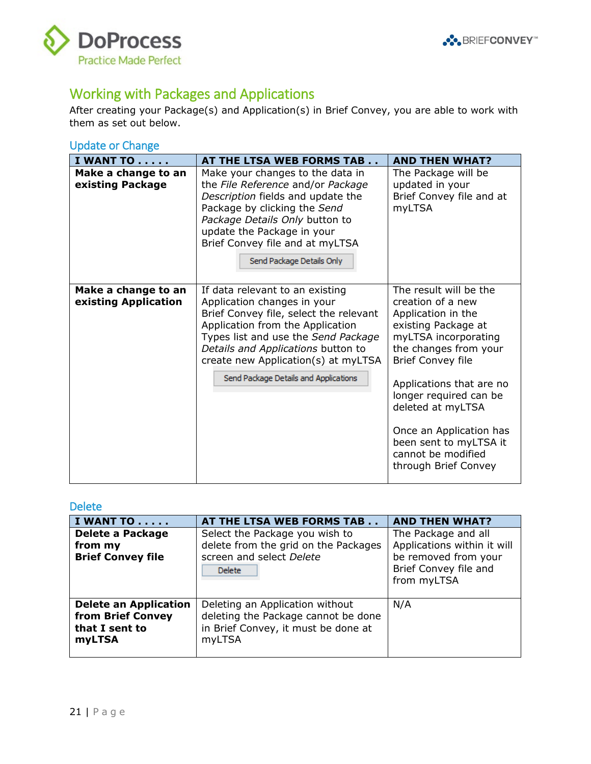## Working with Packages and Applications

After creating your Package(s) and Application(s) in Brief Convey, you are able to work with them as set out below.

### Update or Change

| I WANT TO . . . . . | AT THE LTSA WEB FORMS TAB . . | AND THEN WHAT? |
|---|---|---|
| **Make a change to an existing Package** | Make your changes to the data in the *File Reference* and/or *Package Description* fields and update the Package by clicking the *Send Package Details Only* button to update the Package in your Brief Convey file and at myLTSA<br>[Send Package Details Only] | The Package will be updated in your Brief Convey file and at myLTSA |
| **Make a change to an existing Application** | If data relevant to an existing Application changes in your Brief Convey file, select the relevant Application from the Application Types list and use the *Send Package Details and Applications* button to create new Application(s) at myLTSA<br>[Send Package Details and Applications] | The result will be the creation of a new Application in the existing Package at myLTSA incorporating the changes from your Brief Convey file<br><br>Applications that are no longer required can be deleted at myLTSA<br><br>Once an Application has been sent to myLTSA it cannot be modified through Brief Convey |

### Delete

| I WANT TO . . . . . | AT THE LTSA WEB FORMS TAB . . | AND THEN WHAT? |
|---|---|---|
| **Delete a Package from my Brief Convey file** | Select the Package you wish to delete from the grid on the Packages screen and select *Delete*<br>[Delete] | The Package and all Applications within it will be removed from your Brief Convey file and from myLTSA |
| **Delete an Application from Brief Convey that I sent to myLTSA** | Deleting an Application without deleting the Package cannot be done in Brief Convey, it must be done at myLTSA | N/A |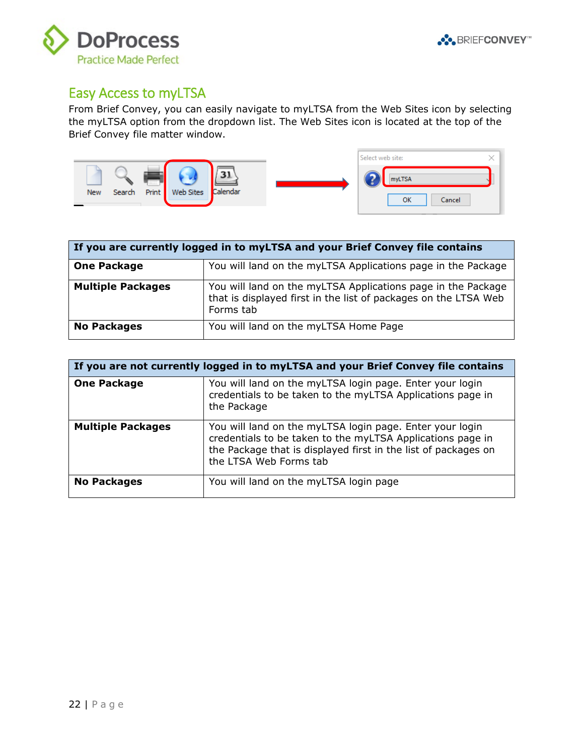## Easy Access to myLTSA

From Brief Convey, you can easily navigate to myLTSA from the Web Sites icon by selecting the myLTSA option from the dropdown list. The Web Sites icon is located at the top of the Brief Convey file matter window.

| If you are currently logged in to myLTSA and your Brief Convey file contains | |
|---|---|
| **One Package** | You will land on the myLTSA Applications page in the Package |
| **Multiple Packages** | You will land on the myLTSA Applications page in the Package that is displayed first in the list of packages on the LTSA Web Forms tab |
| **No Packages** | You will land on the myLTSA Home Page |

| If you are not currently logged in to myLTSA and your Brief Convey file contains | |
|---|---|
| **One Package** | You will land on the myLTSA login page. Enter your login credentials to be taken to the myLTSA Applications page in the Package |
| **Multiple Packages** | You will land on the myLTSA login page. Enter your login credentials to be taken to the myLTSA Applications page in the Package that is displayed first in the list of packages on the LTSA Web Forms tab |
| **No Packages** | You will land on the myLTSA login page |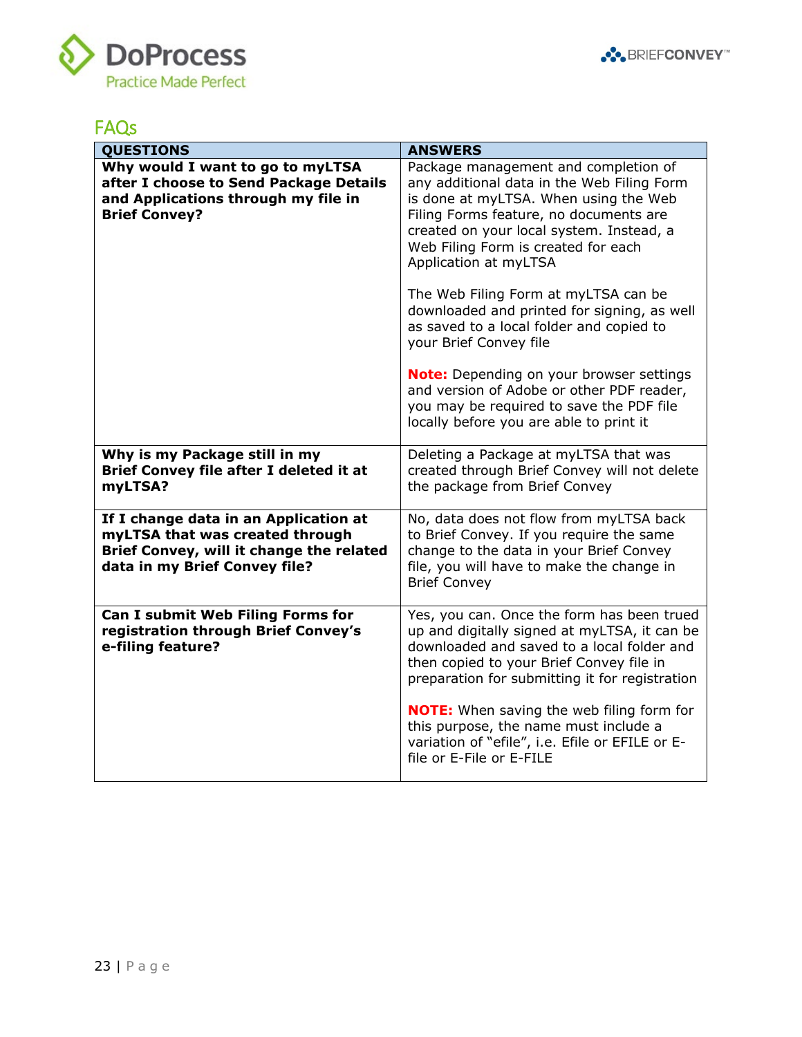## FAQs

| QUESTIONS | ANSWERS |
|---|---|
| **Why would I want to go to myLTSA after I choose to Send Package Details and Applications through my file in Brief Convey?** | Package management and completion of any additional data in the Web Filing Form is done at myLTSA. When using the Web Filing Forms feature, no documents are created on your local system. Instead, a Web Filing Form is created for each Application at myLTSA<br><br>The Web Filing Form at myLTSA can be downloaded and printed for signing, as well as saved to a local folder and copied to your Brief Convey file<br><br>**Note:** Depending on your browser settings and version of Adobe or other PDF reader, you may be required to save the PDF file locally before you are able to print it |
| **Why is my Package still in my Brief Convey file after I deleted it at myLTSA?** | Deleting a Package at myLTSA that was created through Brief Convey will not delete the package from Brief Convey |
| **If I change data in an Application at myLTSA that was created through Brief Convey, will it change the related data in my Brief Convey file?** | No, data does not flow from myLTSA back to Brief Convey. If you require the same change to the data in your Brief Convey file, you will have to make the change in Brief Convey |
| **Can I submit Web Filing Forms for registration through Brief Convey's e-filing feature?** | Yes, you can. Once the form has been trued up and digitally signed at myLTSA, it can be downloaded and saved to a local folder and then copied to your Brief Convey file in preparation for submitting it for registration<br><br>**NOTE:** When saving the web filing form for this purpose, the name must include a variation of "efile", i.e. Efile or EFILE or E-file or E-File or E-FILE |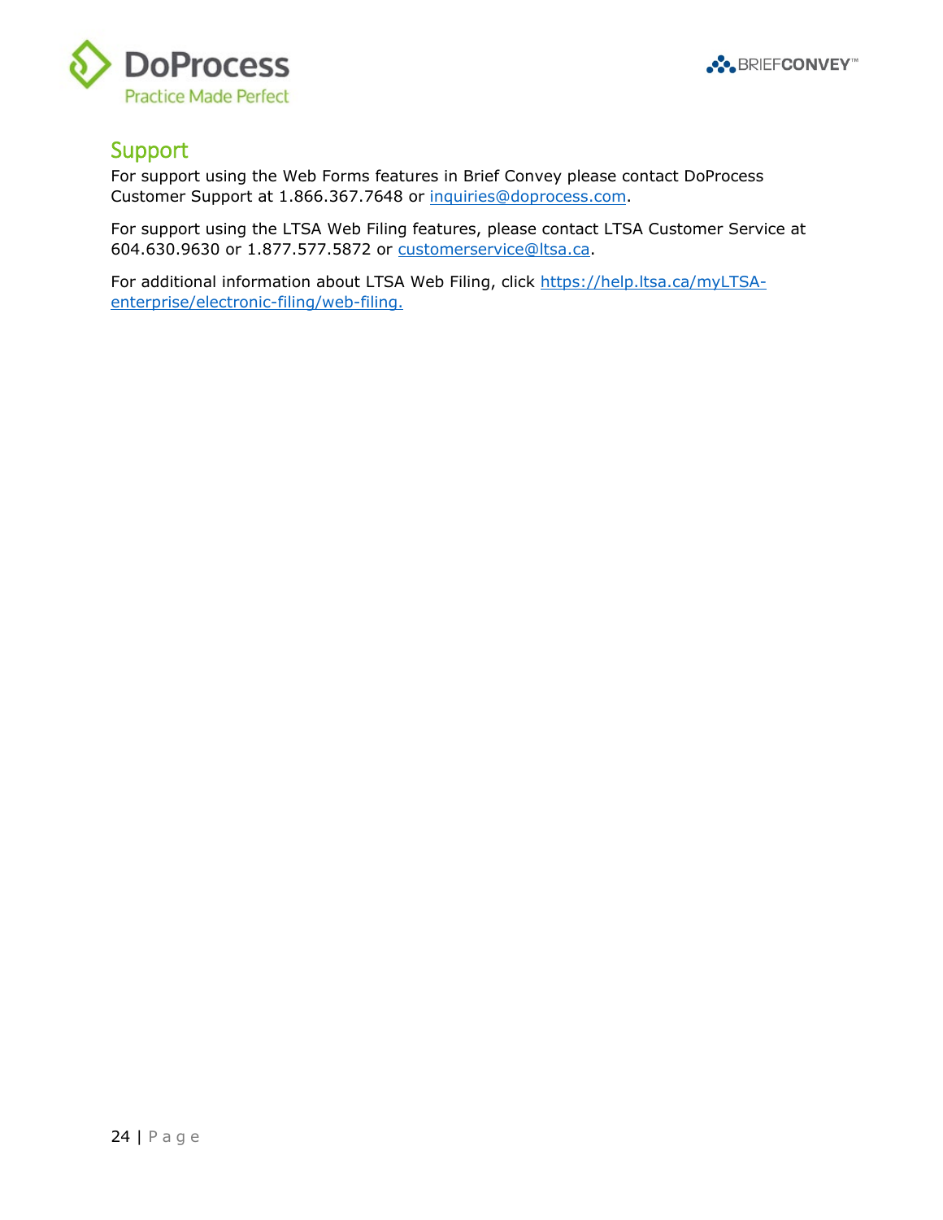## Support

For support using the Web Forms features in Brief Convey please contact DoProcess Customer Support at 1.866.367.7648 or [inquiries@doprocess.com](mailto:inquiries@doprocess.com).

For support using the LTSA Web Filing features, please contact LTSA Customer Service at 604.630.9630 or 1.877.577.5872 or [customerservice@ltsa.ca](mailto:customerservice@ltsa.ca).

For additional information about LTSA Web Filing, click [https://help.ltsa.ca/myLTSA-enterprise/electronic-filing/web-filing.](https://help.ltsa.ca/myLTSA-enterprise/electronic-filing/web-filing)